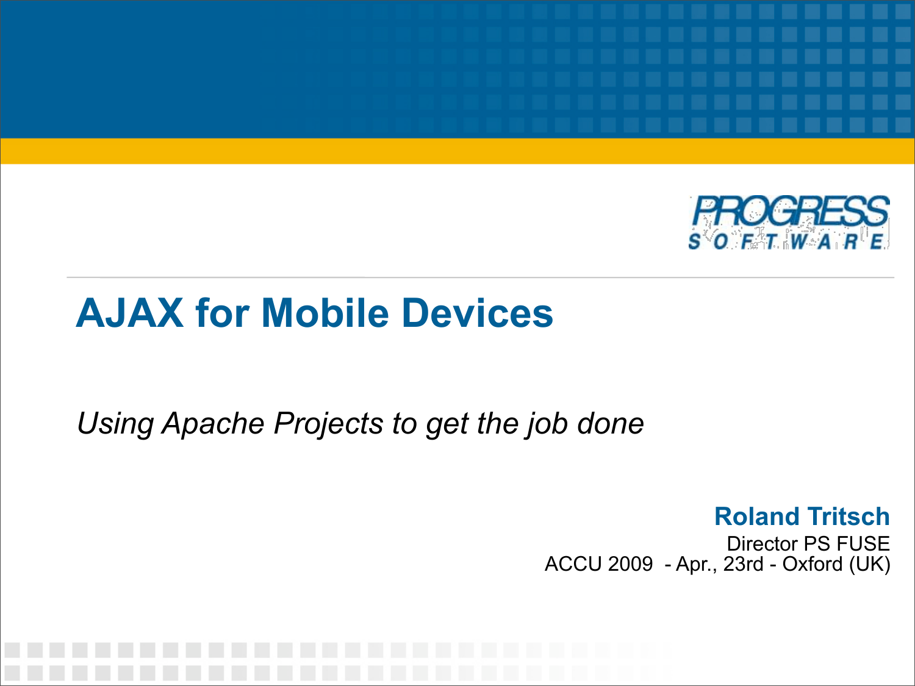PROGRESS SOFTWARE

# AJAX for Mobile Devices

*Using Apache Projects to get the job done*

**Roland Tritsch**

Director PS FUSE

ACCU 2009 - Apr., 23rd - Oxford (UK)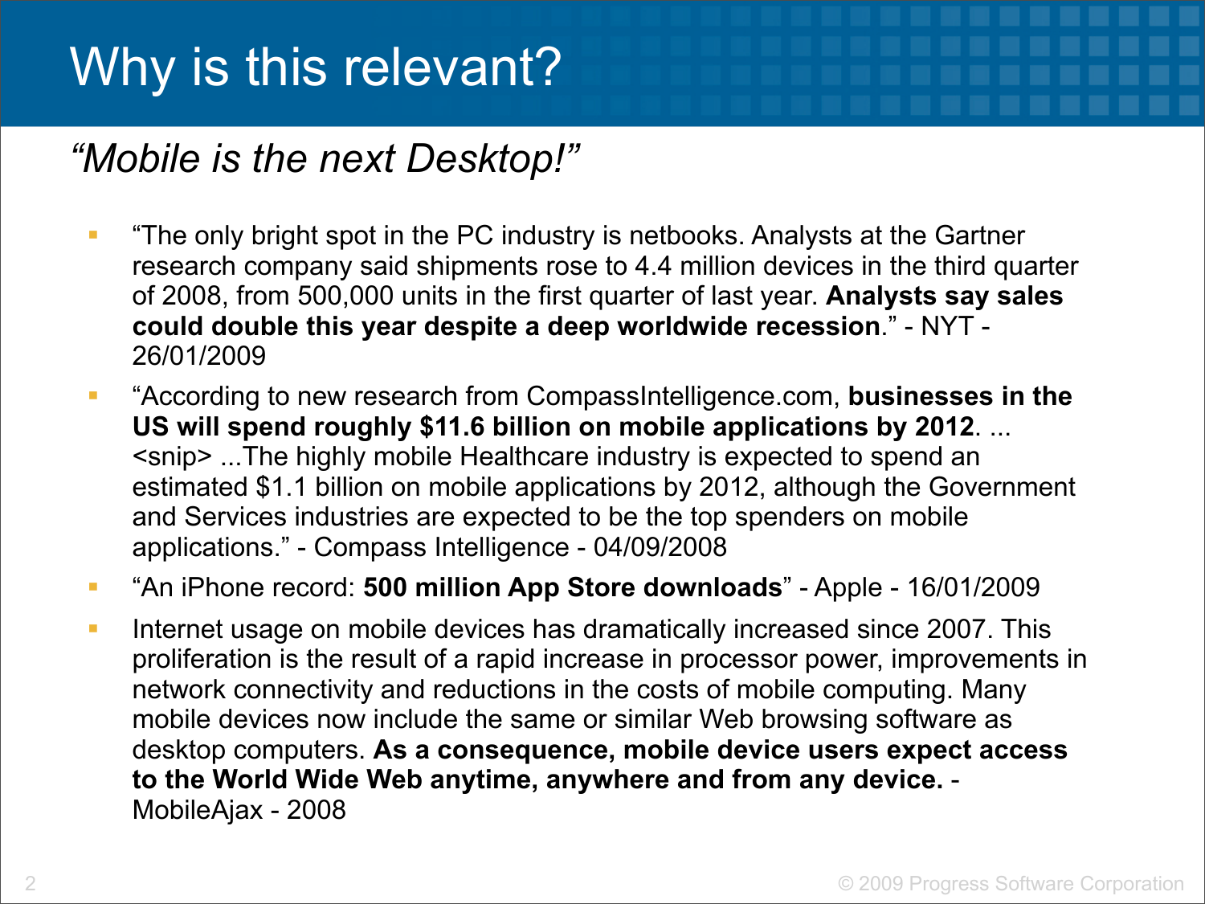# Why is this relevant?

## *"Mobile is the next Desktop!"*

- "The only bright spot in the PC industry is netbooks. Analysts at the Gartner research company said shipments rose to 4.4 million devices in the third quarter of 2008, from 500,000 units in the first quarter of last year. **Analysts say sales could double this year despite a deep worldwide recession**." - NYT - 26/01/2009
- "According to new research from CompassIntelligence.com, **businesses in the US will spend roughly $11.6 billion on mobile applications by 2012**. ... <snip> ...The highly mobile Healthcare industry is expected to spend an estimated $1.1 billion on mobile applications by 2012, although the Government and Services industries are expected to be the top spenders on mobile applications." - Compass Intelligence - 04/09/2008
- "An iPhone record: **500 million App Store downloads**" - Apple - 16/01/2009
- Internet usage on mobile devices has dramatically increased since 2007. This proliferation is the result of a rapid increase in processor power, improvements in network connectivity and reductions in the costs of mobile computing. Many mobile devices now include the same or similar Web browsing software as desktop computers. **As a consequence, mobile device users expect access to the World Wide Web anytime, anywhere and from any device.** - MobileAjax - 2008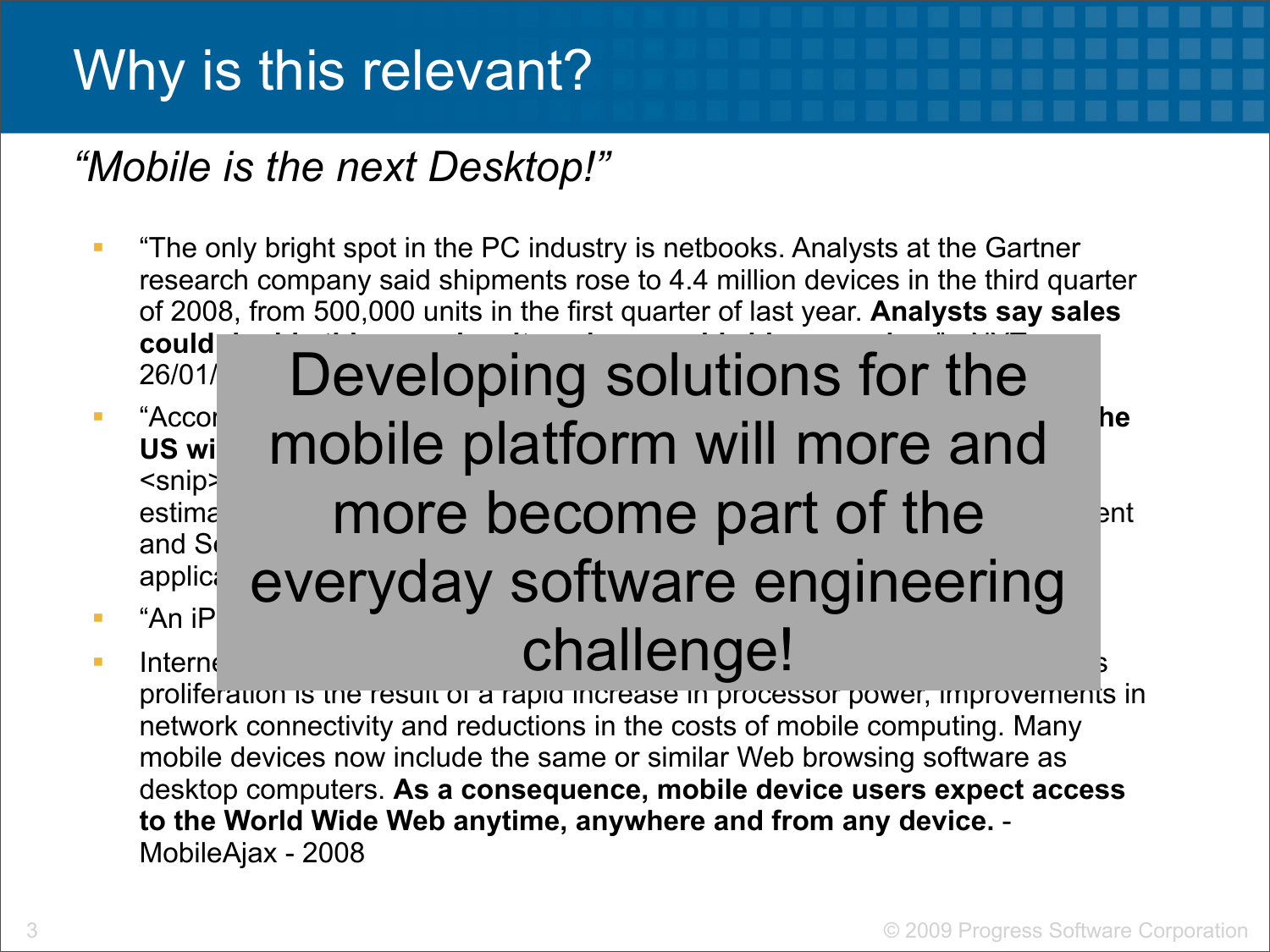# Why is this relevant?

*"Mobile is the next Desktop!"*

- "The only bright spot in the PC industry is netbooks. Analysts at the Gartner research company said shipments rose to 4.4 million devices in the third quarter of 2008, from 500,000 units in the first quarter of last year. **Analysts say sales could** 26/01/
- "Accor **he US wi** <snip> estima ent and So applica
- "An iP
- Interne s proliferation is the result of a rapid increase in processor power, improvements in network connectivity and reductions in the costs of mobile computing. Many mobile devices now include the same or similar Web browsing software as desktop computers. **As a consequence, mobile device users expect access to the World Wide Web anytime, anywhere and from any device.** - MobileAjax - 2008

Developing solutions for the mobile platform will more and more become part of the everyday software engineering challenge!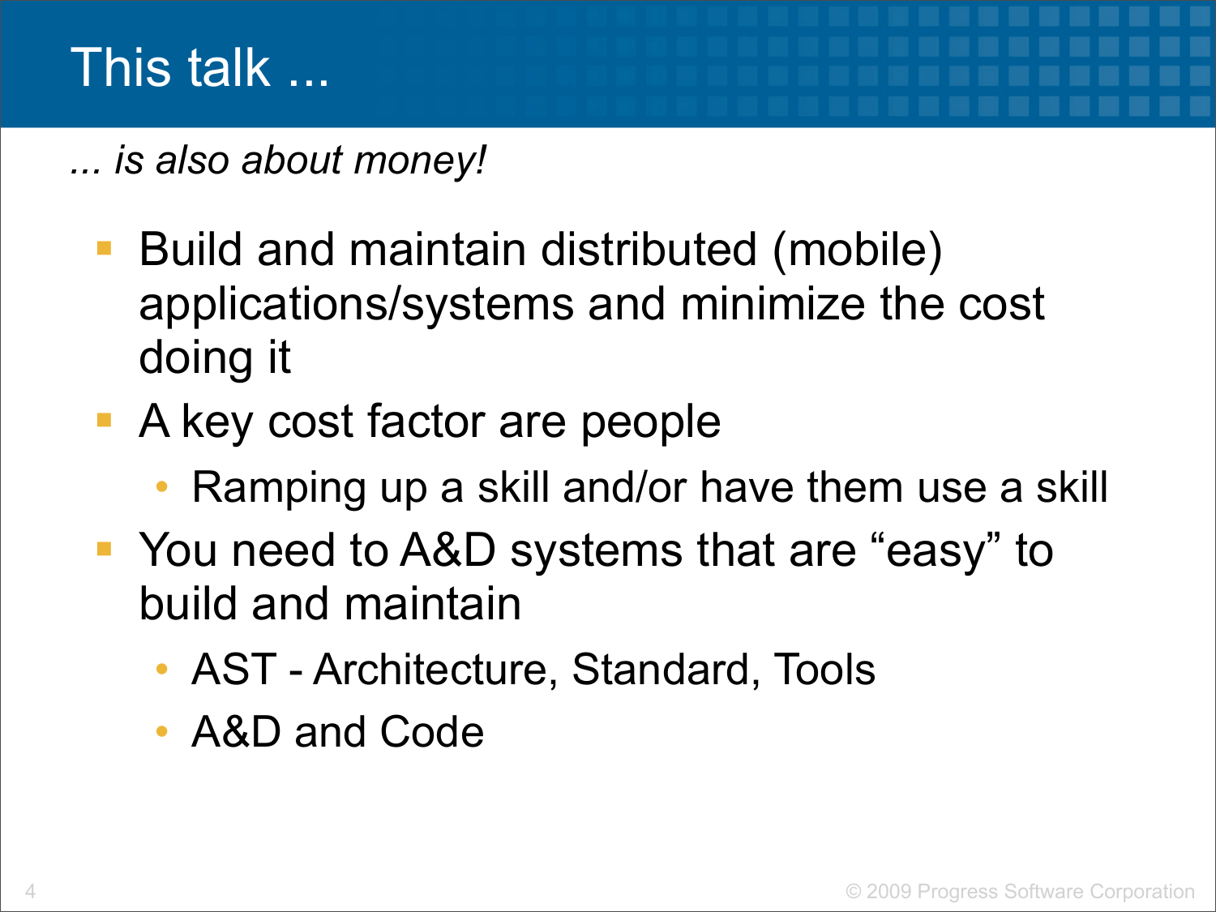# This talk ...

*... is also about money!*

- Build and maintain distributed (mobile) applications/systems and minimize the cost doing it
- A key cost factor are people
  - Ramping up a skill and/or have them use a skill
- You need to A&D systems that are “easy” to build and maintain
  - AST - Architecture, Standard, Tools
  - A&D and Code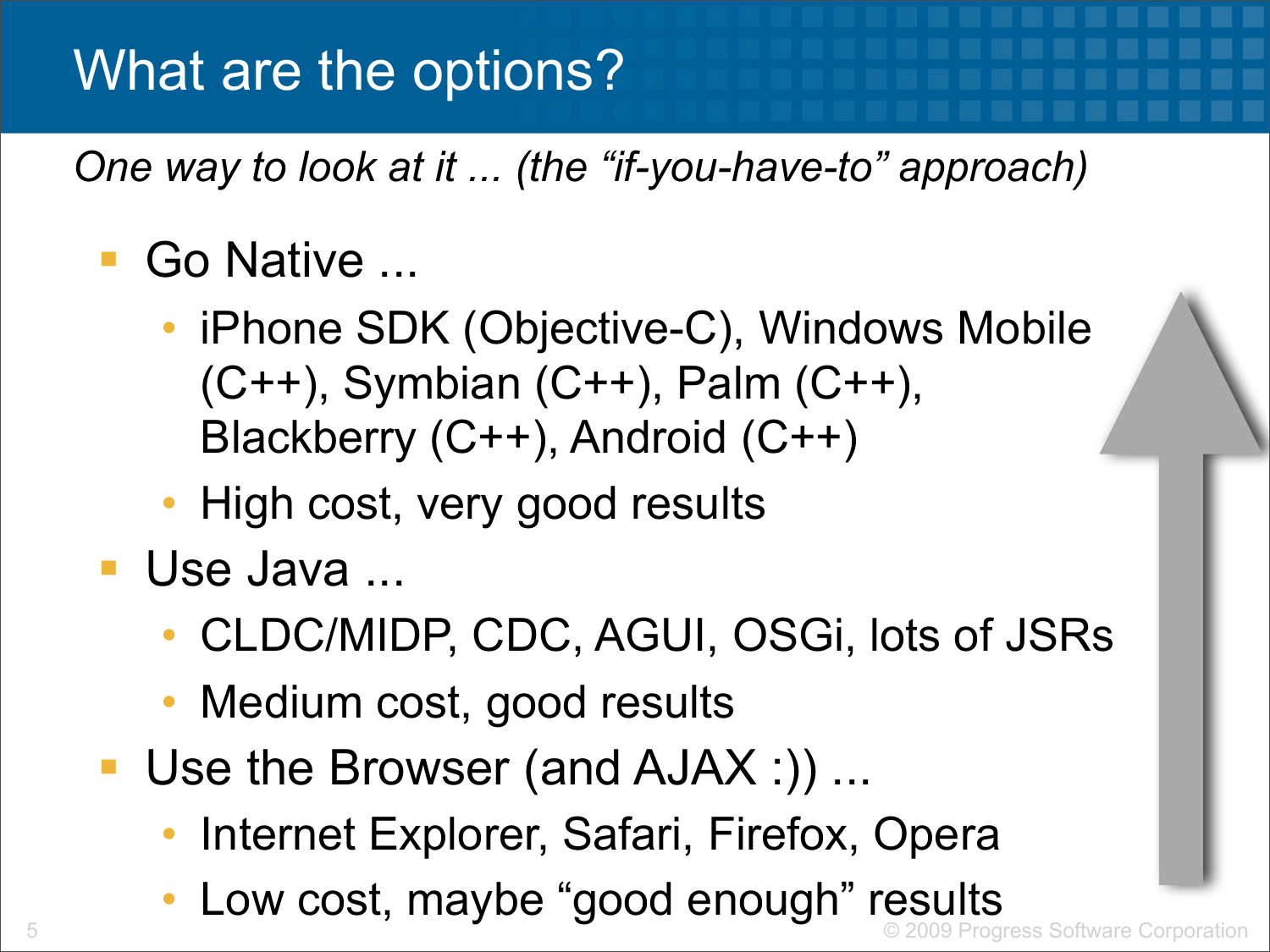# What are the options?

*One way to look at it ... (the "if-you-have-to" approach)*

- Go Native ...
  - iPhone SDK (Objective-C), Windows Mobile (C++), Symbian (C++), Palm (C++), Blackberry (C++), Android (C++)
  - High cost, very good results
- Use Java ...
  - CLDC/MIDP, CDC, AGUI, OSGi, lots of JSRs
  - Medium cost, good results
- Use the Browser (and AJAX :)) ...
  - Internet Explorer, Safari, Firefox, Opera
  - Low cost, maybe "good enough" results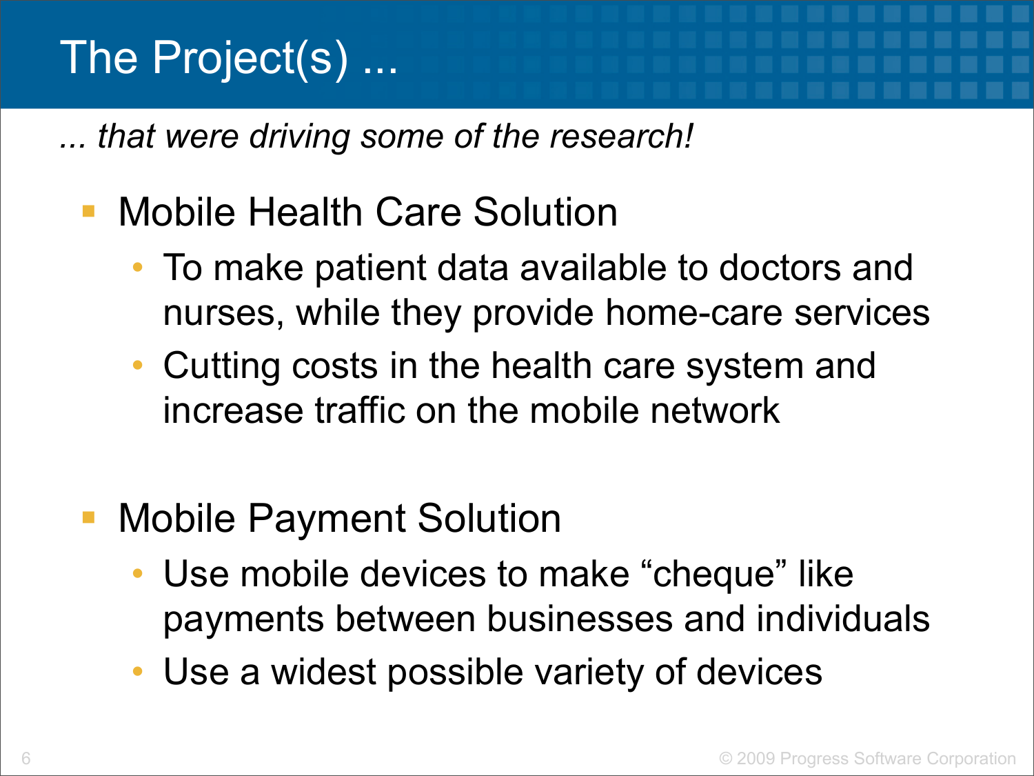# The Project(s) ...

*... that were driving some of the research!*

- Mobile Health Care Solution
  - To make patient data available to doctors and nurses, while they provide home-care services
  - Cutting costs in the health care system and increase traffic on the mobile network

- Mobile Payment Solution
  - Use mobile devices to make "cheque" like payments between businesses and individuals
  - Use a widest possible variety of devices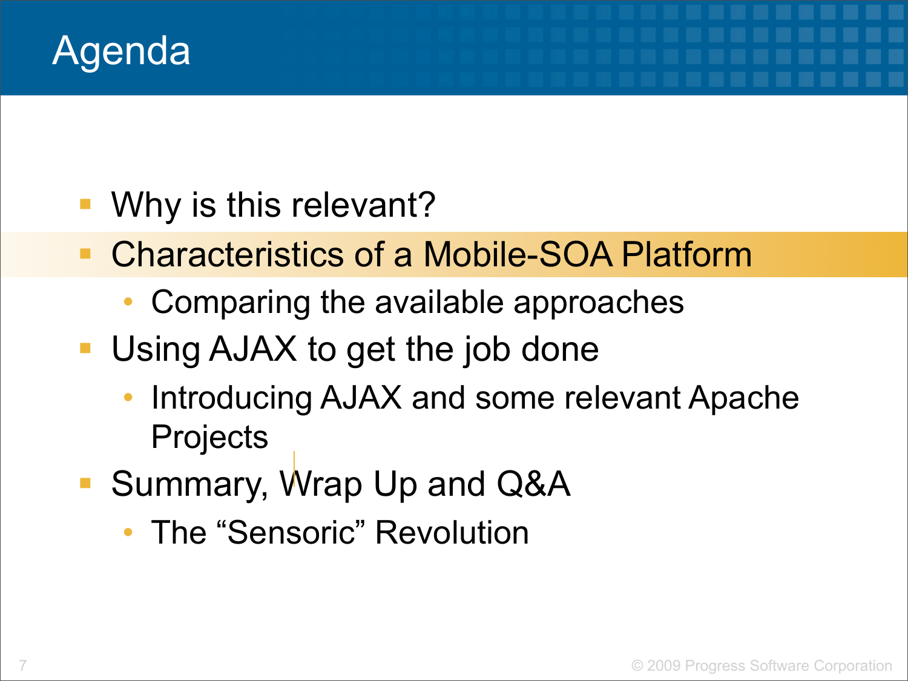# Agenda

- Why is this relevant?
- Characteristics of a Mobile-SOA Platform
  - Comparing the available approaches
- Using AJAX to get the job done
  - Introducing AJAX and some relevant Apache Projects
- Summary, Wrap Up and Q&A
  - The “Sensoric” Revolution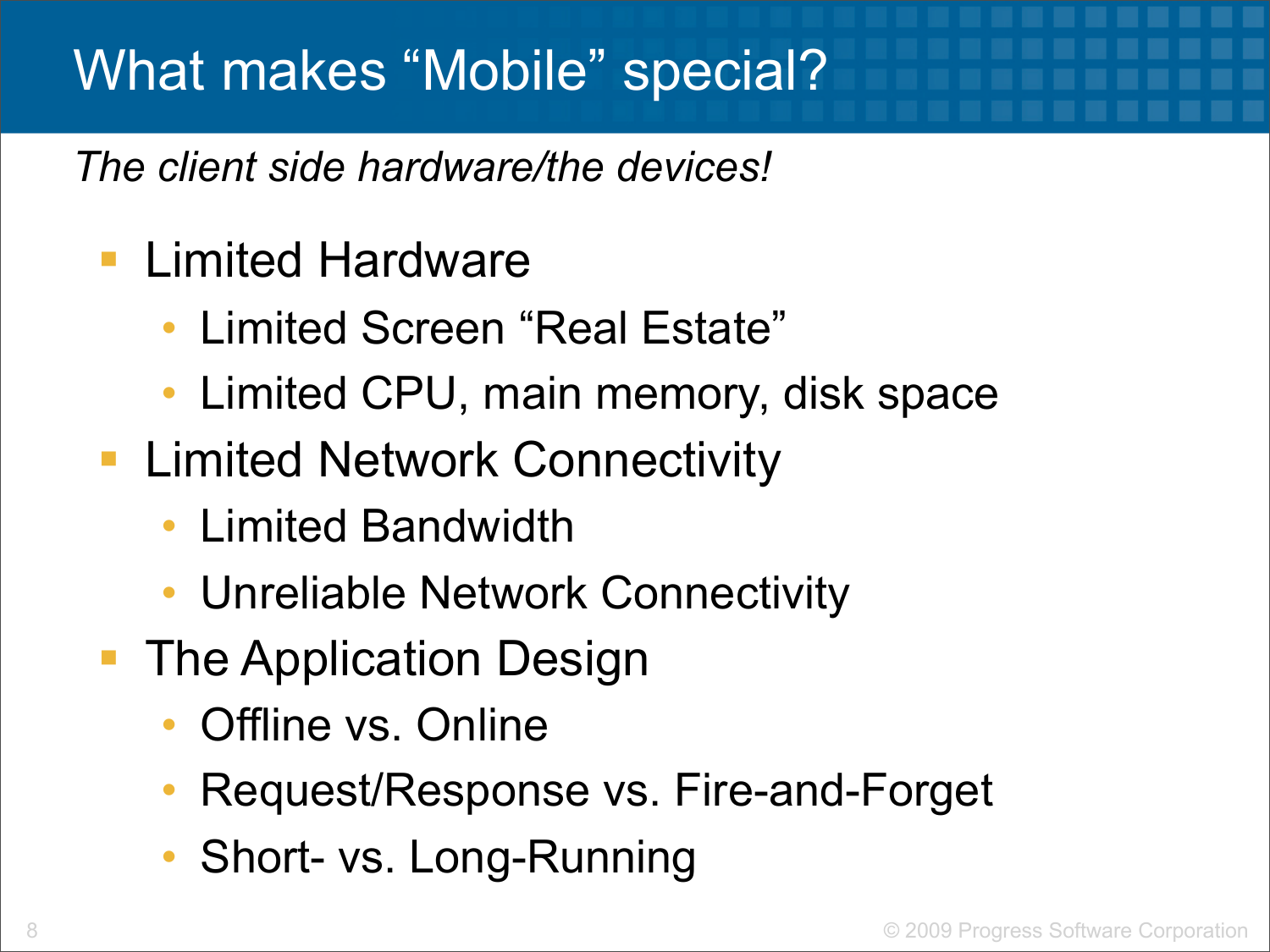# What makes "Mobile" special?

*The client side hardware/the devices!*

- Limited Hardware
  - Limited Screen "Real Estate"
  - Limited CPU, main memory, disk space
- Limited Network Connectivity
  - Limited Bandwidth
  - Unreliable Network Connectivity
- The Application Design
  - Offline vs. Online
  - Request/Response vs. Fire-and-Forget
  - Short- vs. Long-Running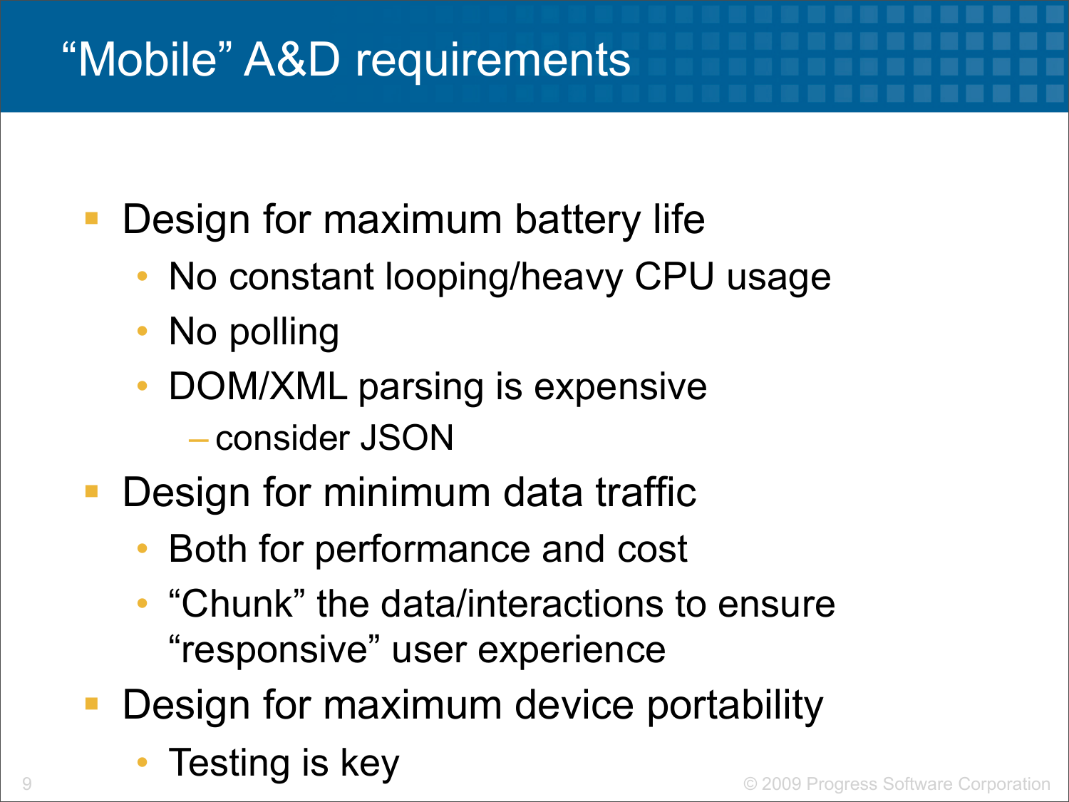# "Mobile" A&D requirements

- Design for maximum battery life
  - No constant looping/heavy CPU usage
  - No polling
  - DOM/XML parsing is expensive
    - consider JSON
- Design for minimum data traffic
  - Both for performance and cost
  - "Chunk" the data/interactions to ensure "responsive" user experience
- Design for maximum device portability
  - Testing is key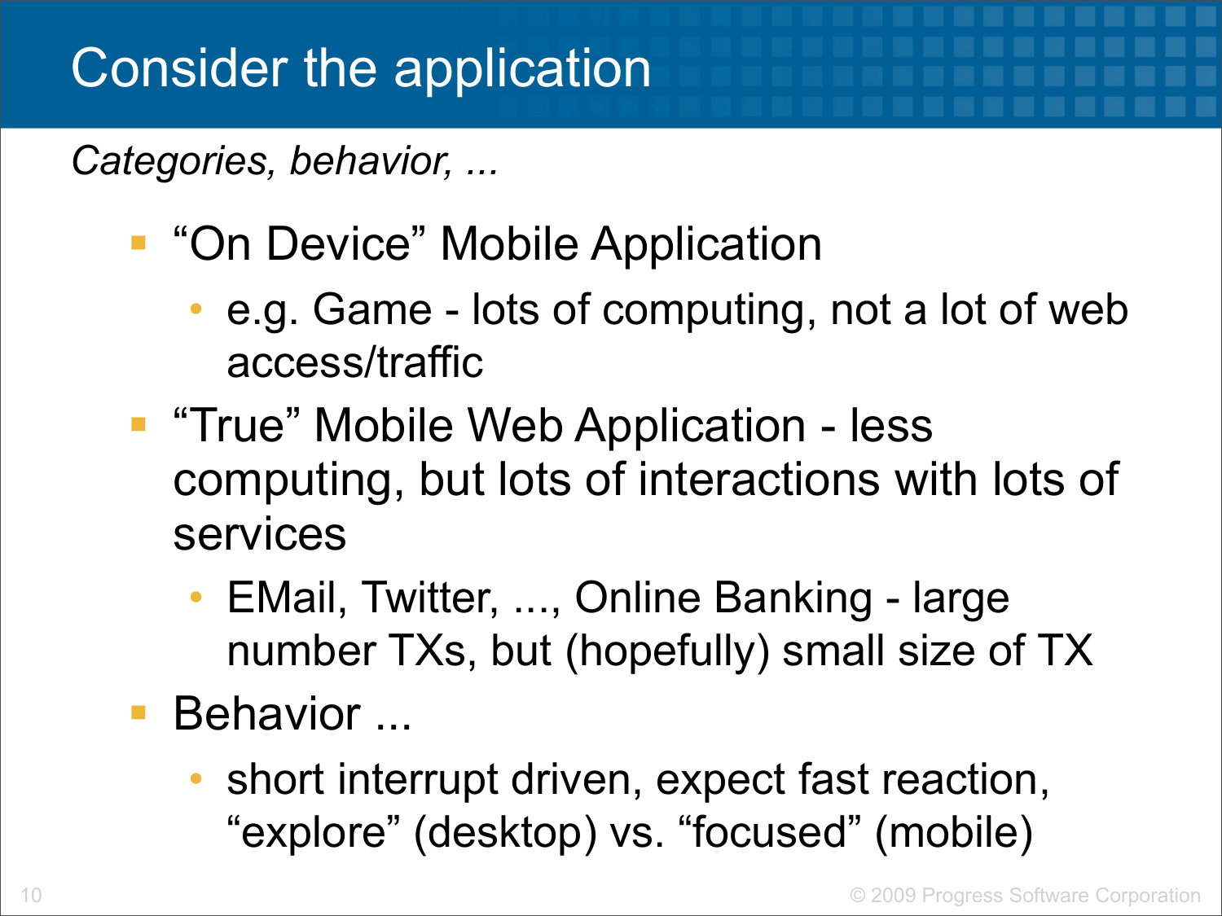# Consider the application

*Categories, behavior, ...*

- "On Device" Mobile Application
  - e.g. Game - lots of computing, not a lot of web access/traffic
- "True" Mobile Web Application - less computing, but lots of interactions with lots of services
  - EMail, Twitter, ..., Online Banking - large number TXs, but (hopefully) small size of TX
- Behavior ...
  - short interrupt driven, expect fast reaction, "explore" (desktop) vs. "focused" (mobile)

© 2009 Progress Software Corporation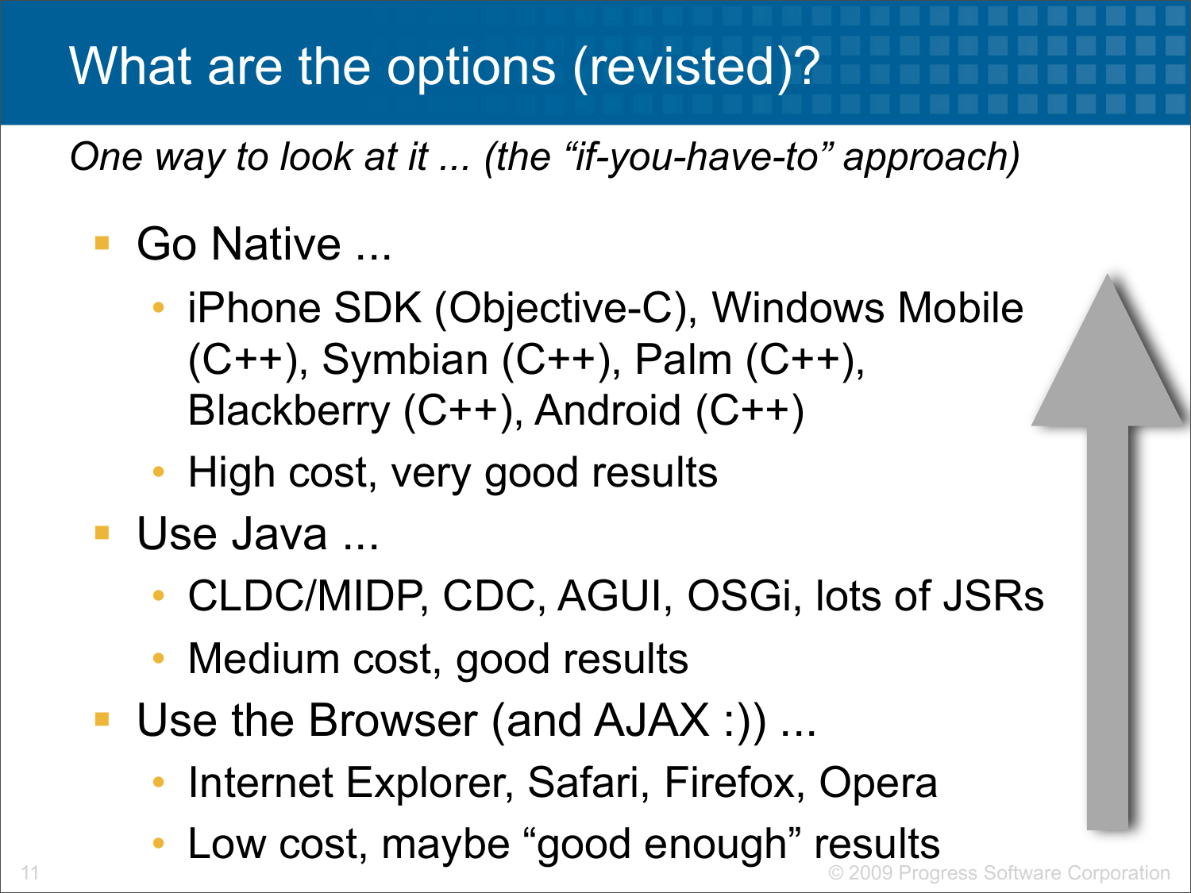# What are the options (revisted)?

*One way to look at it ... (the "if-you-have-to" approach)*

- Go Native ...
  - iPhone SDK (Objective-C), Windows Mobile (C++), Symbian (C++), Palm (C++), Blackberry (C++), Android (C++)
  - High cost, very good results
- Use Java ...
  - CLDC/MIDP, CDC, AGUI, OSGi, lots of JSRs
  - Medium cost, good results
- Use the Browser (and AJAX :)) ...
  - Internet Explorer, Safari, Firefox, Opera
  - Low cost, maybe "good enough" results

© 2009 Progress Software Corporation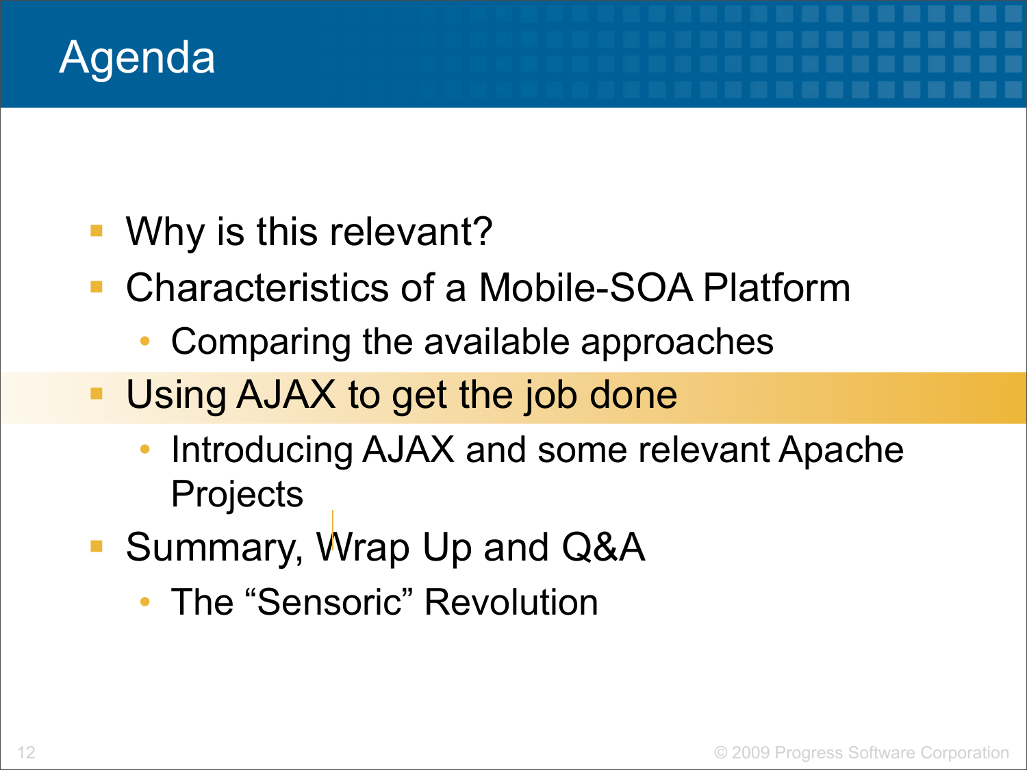# Agenda

- Why is this relevant?
- Characteristics of a Mobile-SOA Platform
  - Comparing the available approaches
- Using AJAX to get the job done
  - Introducing AJAX and some relevant Apache Projects
- Summary, Wrap Up and Q&A
  - The “Sensoric” Revolution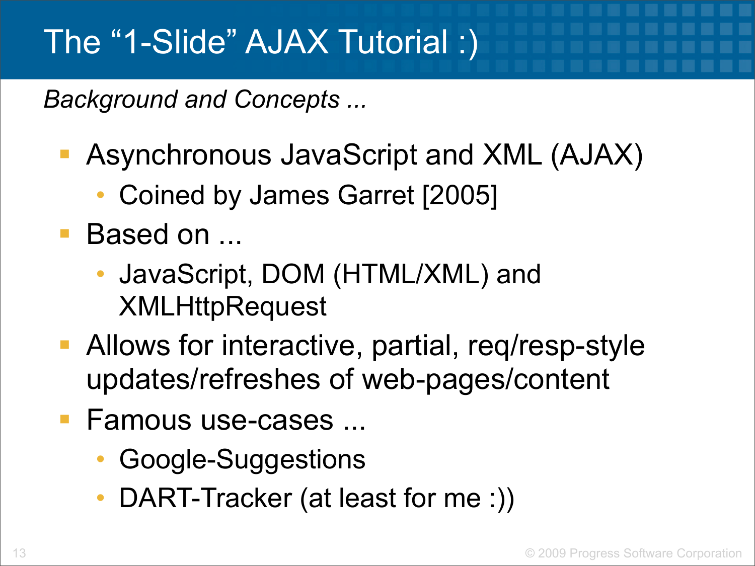# The “1-Slide” AJAX Tutorial :)

*Background and Concepts ...*

- Asynchronous JavaScript and XML (AJAX)
  - Coined by James Garret [2005]
- Based on ...
  - JavaScript, DOM (HTML/XML) and XMLHttpRequest
- Allows for interactive, partial, req/resp-style updates/refreshes of web-pages/content
- Famous use-cases ...
  - Google-Suggestions
  - DART-Tracker (at least for me :))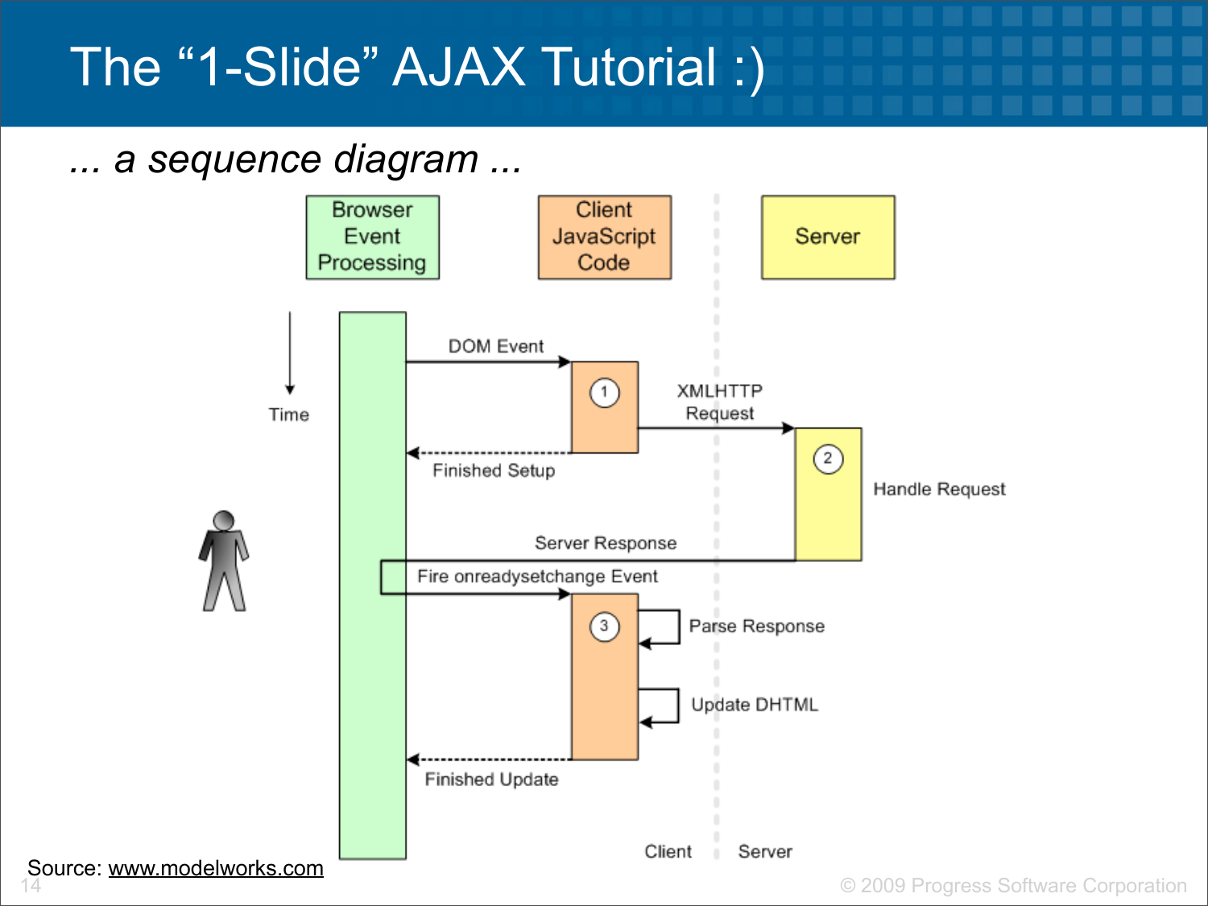# The "1-Slide" AJAX Tutorial :)

*... a sequence diagram ...*

Browser Event Processing

Client JavaScript Code

Server

Time

DOM Event

1

XMLHTTP Request

Finished Setup

2

Handle Request

Server Response

Fire onreadysetchange Event

3

Parse Response

Update DHTML

Finished Update

Client

Server

Source: [www.modelworks.com](www.modelworks.com)

© 2009 Progress Software Corporation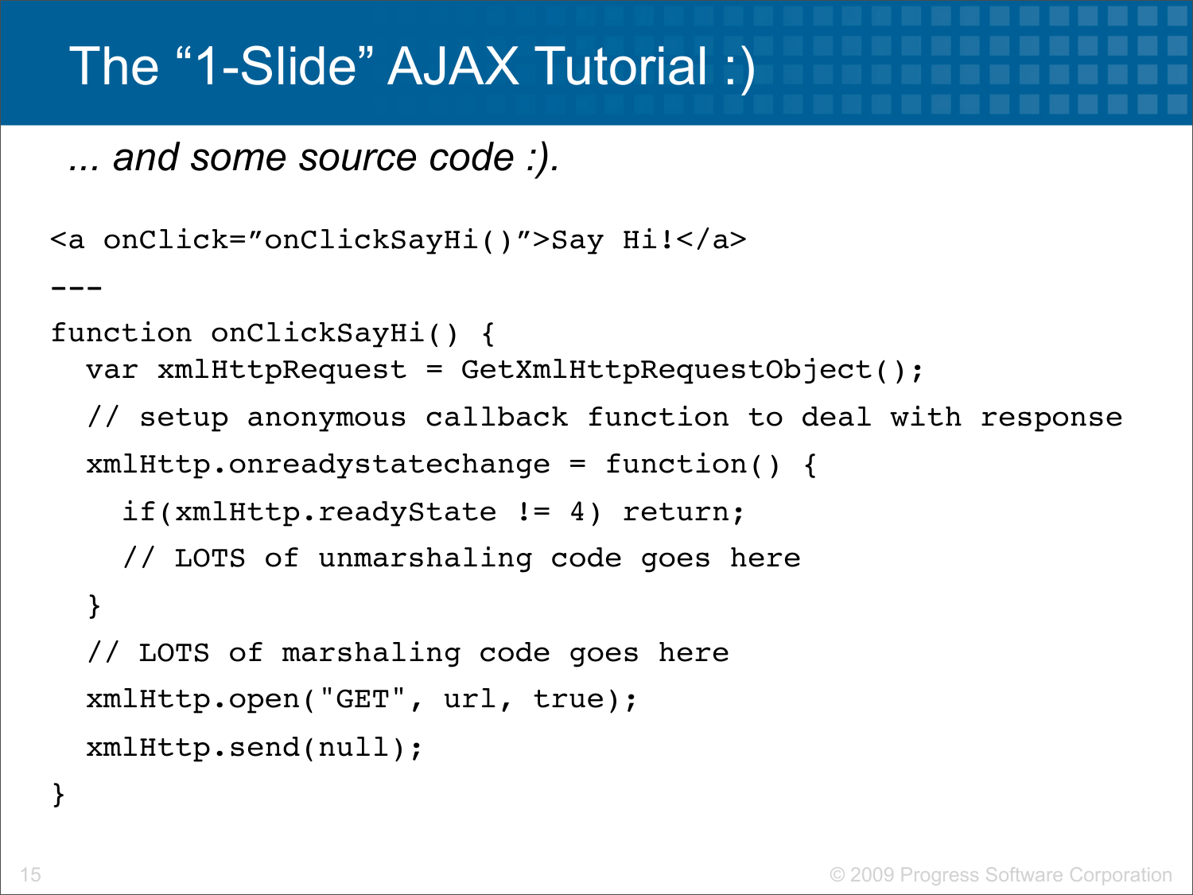# The "1-Slide" AJAX Tutorial :)

*... and some source code :).*

```
<a onClick=”onClickSaySayHi()”>Say Hi!</a>
---
function onClickSayHi() {
  var xmlHttpRequest = GetXmlHttpRequestObject();
  // setup anonymous callback function to deal with response
  xmlHttp.onreadystatechange = function() {
    if(xmlHttp.readyState != 4) return;
    // LOTS of unmarshaling code goes here
  }
  // LOTS of marshaling code goes here
  xmlHttp.open("GET", url, true);
  xmlHttp.send(null);
}
```

© 2009 Progress Software Corporation

# The "1-Slide" AJAX Tutorial :)

*... and some source code :).*

```
<a onClick=”onClickSayHi()”>Say Hi!</a>
---
function onClickSayHi() {
  var xmlHttpRequest = GetXmlHttpRequestObject();
  // setup anonymous callback function to deal with response
  xmlHttp.onreadystatechange = function() {
    if(xmlHttp.readyState != 4) return;
    // LOTS of unmarshaling code goes here
  }
  // LOTS of marshaling code goes here
  xmlHttp.open("GET", url, true);
  xmlHttp.send(null);
}
```

© 2009 Progress Software Corporation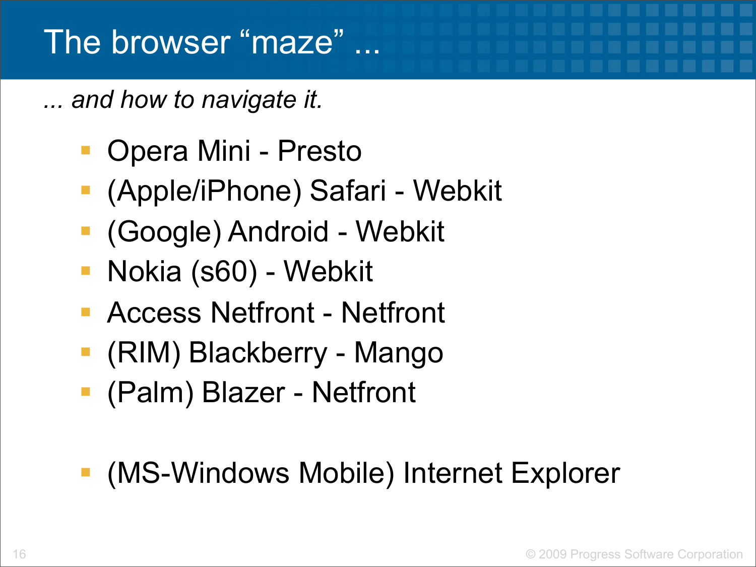# The browser "maze" ...

*... and how to navigate it.*

- Opera Mini - Presto
- (Apple/iPhone) Safari - Webkit
- (Google) Android - Webkit
- Nokia (s60) - Webkit
- Access Netfront - Netfront
- (RIM) Blackberry - Mango
- (Palm) Blazer - Netfront

- (MS-Windows Mobile) Internet Explorer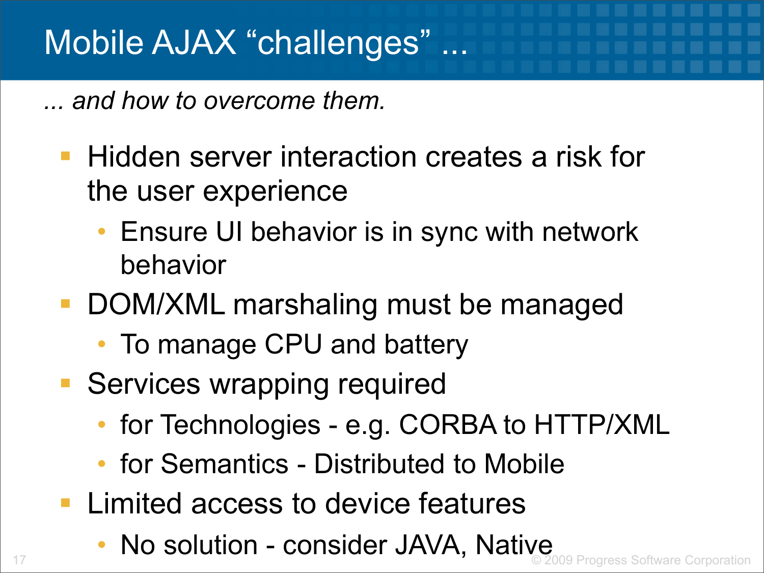# Mobile AJAX “challenges” ...

*... and how to overcome them.*

- Hidden server interaction creates a risk for the user experience
  - Ensure UI behavior is in sync with network behavior
- DOM/XML marshaling must be managed
  - To manage CPU and battery
- Services wrapping required
  - for Technologies - e.g. CORBA to HTTP/XML
  - for Semantics - Distributed to Mobile
- Limited access to device features
  - No solution - consider JAVA, Native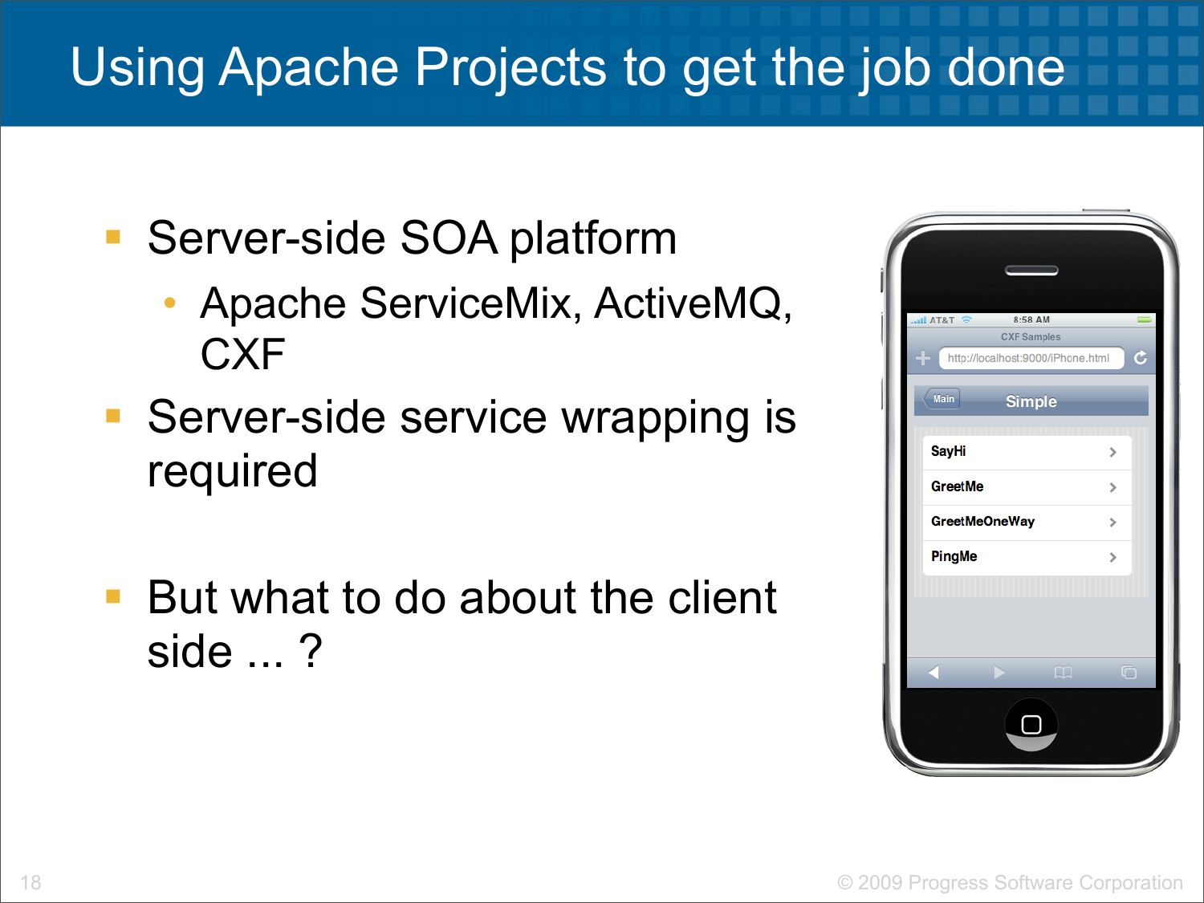# Using Apache Projects to get the job done

- Server-side SOA platform
  - Apache ServiceMix, ActiveMQ, CXF
- Server-side service wrapping is required
- But what to do about the client side ... ?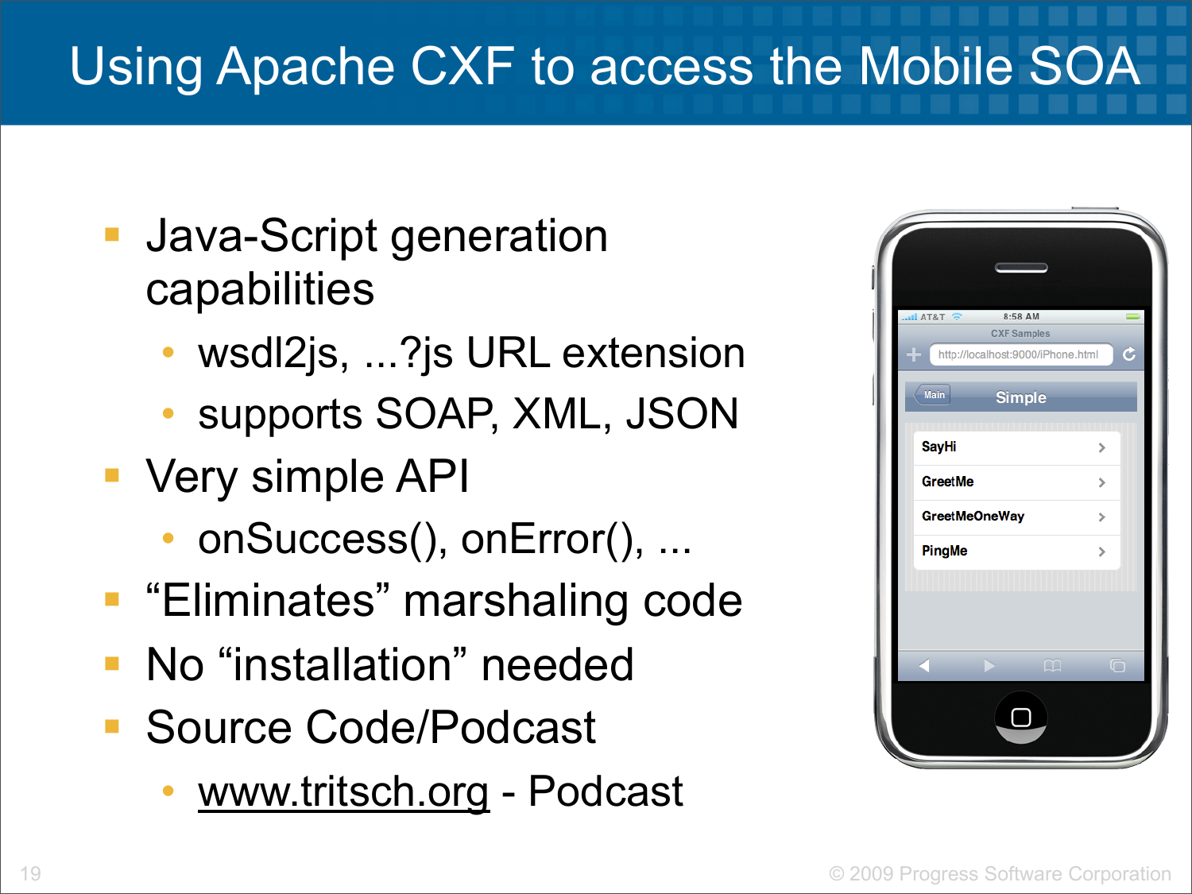# Using Apache CXF to access the Mobile SOA

- Java-Script generation capabilities
  - wsdl2js, ...?js URL extension
  - supports SOAP, XML, JSON
- Very simple API
  - onSuccess(), onError(), ...
- “Eliminates” marshaling code
- No “installation” needed
- Source Code/Podcast
  - www.tritsch.org - Podcast

© 2009 Progress Software Corporation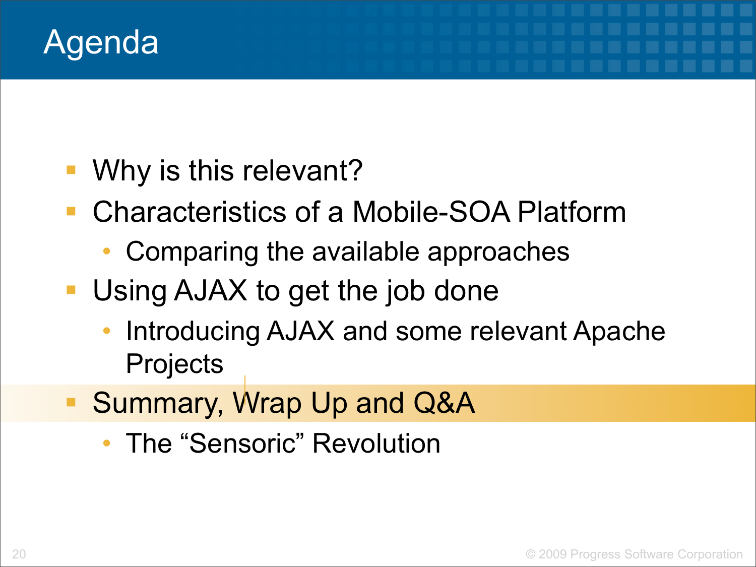# Agenda

- Why is this relevant?
- Characteristics of a Mobile-SOA Platform
  - Comparing the available approaches
- Using AJAX to get the job done
  - Introducing AJAX and some relevant Apache Projects
- Summary, Wrap Up and Q&A
  - The “Sensoric” Revolution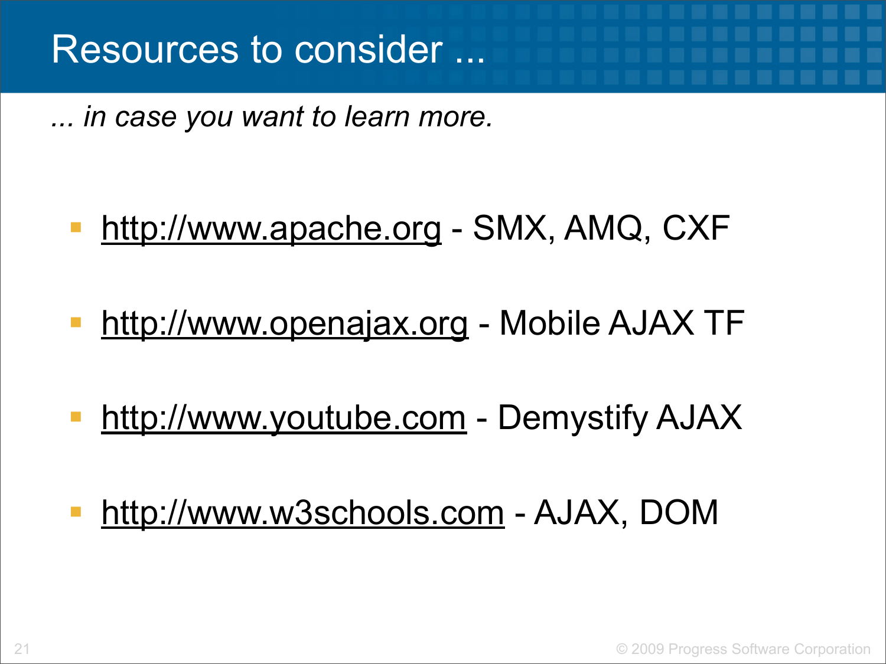# Resources to consider ...

*... in case you want to learn more.*

- http://www.apache.org - SMX, AMQ, CXF
- http://www.openajax.org - Mobile AJAX TF
- http://www.youtube.com - Demystify AJAX
- http://www.w3schools.com - AJAX, DOM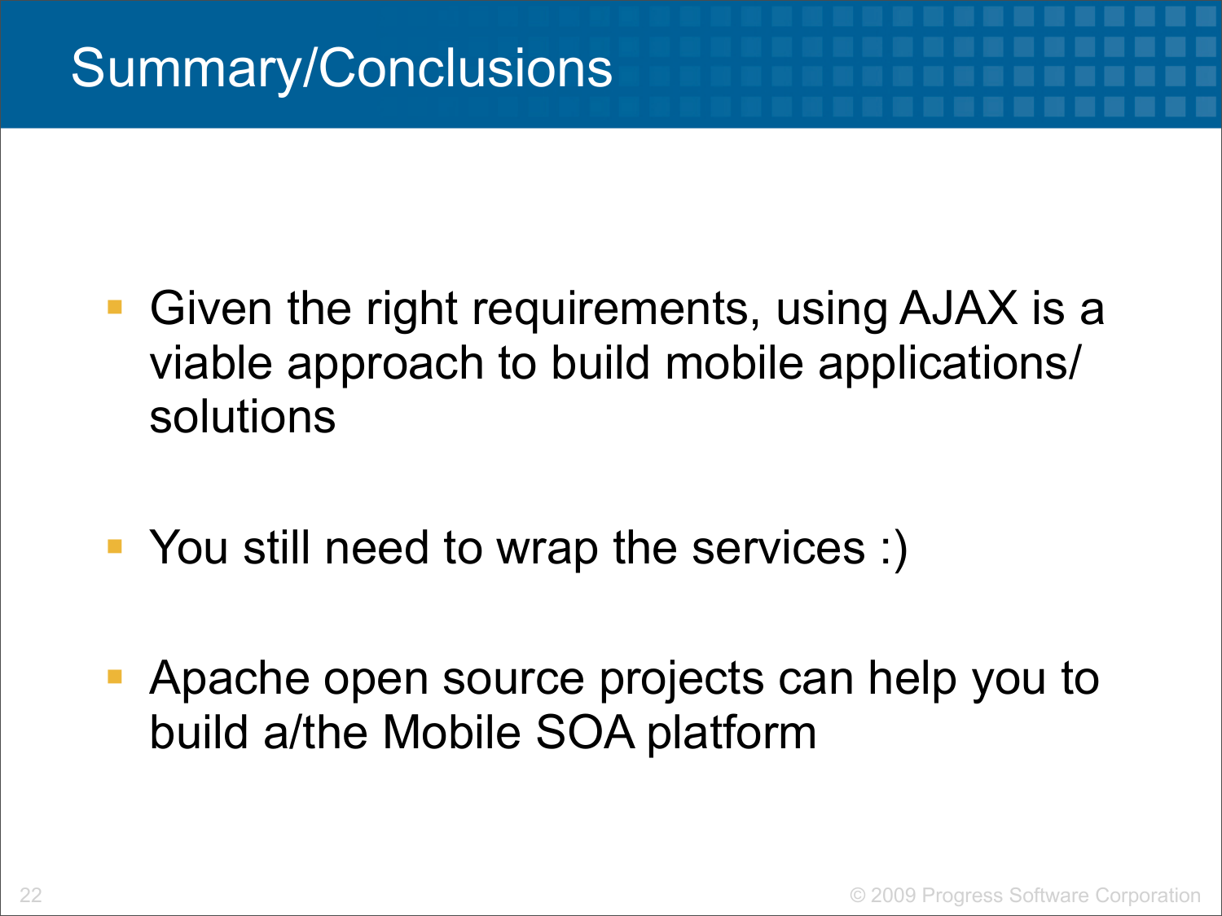# Summary/Conclusions

- Given the right requirements, using AJAX is a viable approach to build mobile applications/ solutions
- You still need to wrap the services :)
- Apache open source projects can help you to build a/the Mobile SOA platform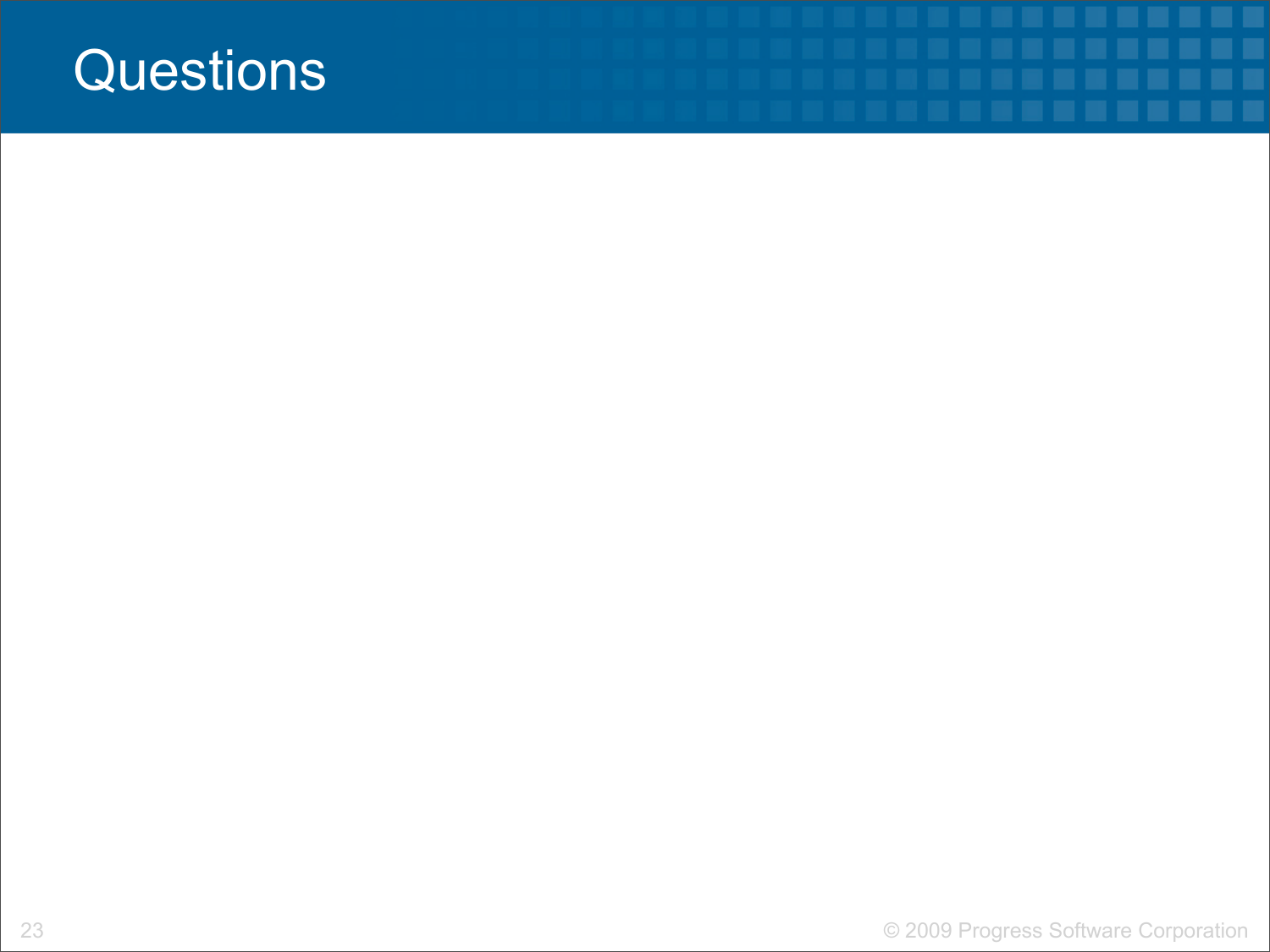# Questions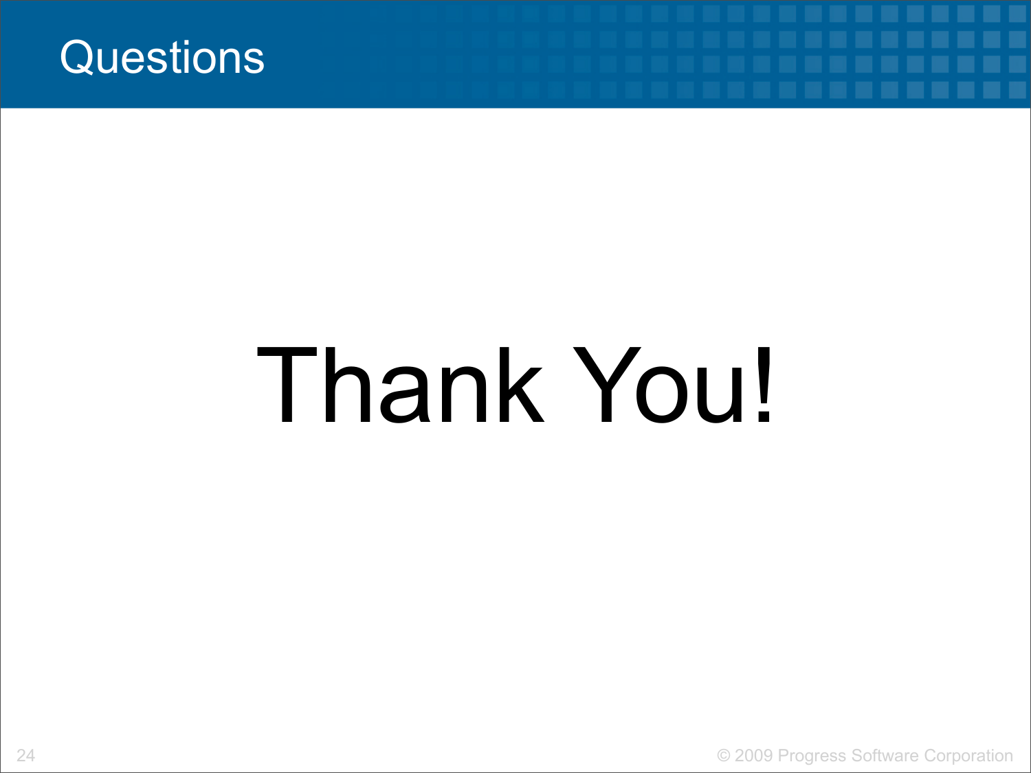# Questions

Thank You!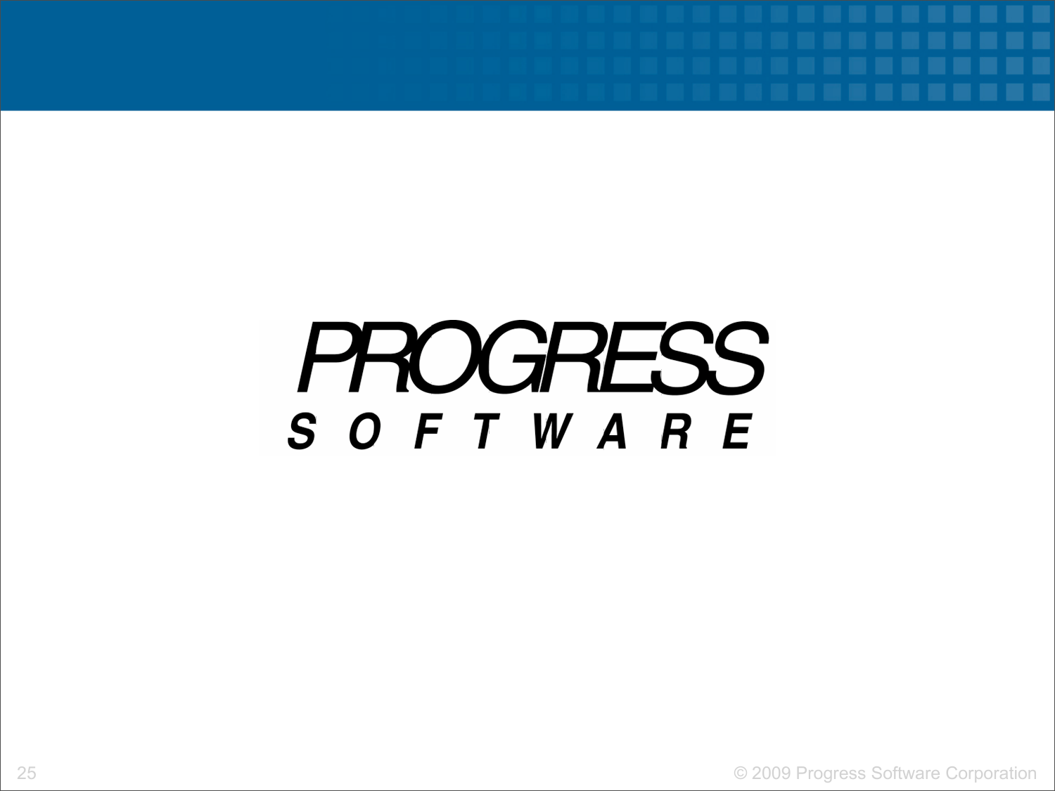PROGRESS

SOFTWARE